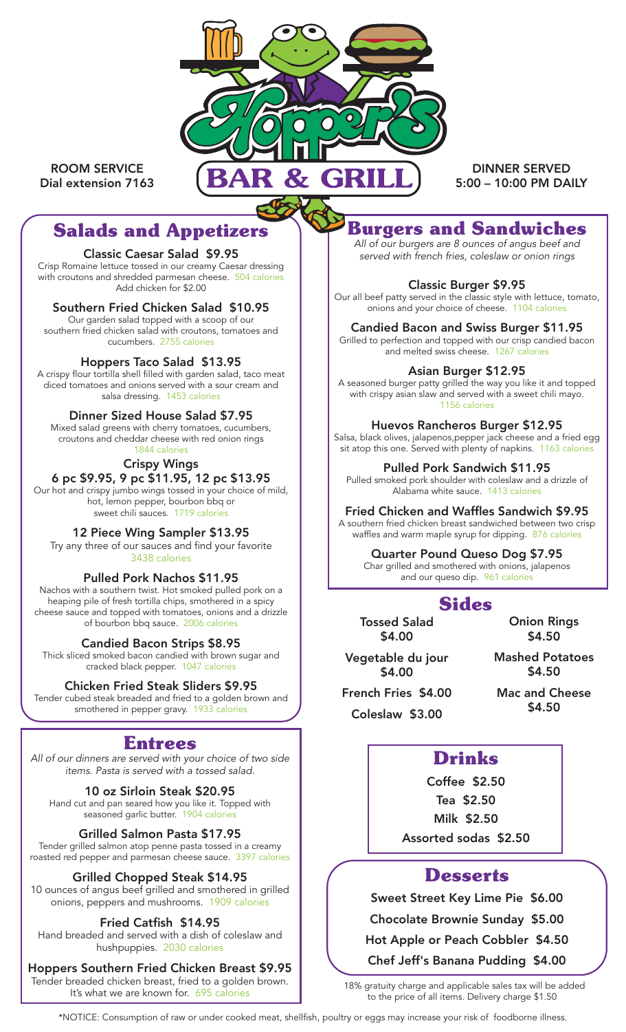# Hopper's BAR & GRILL

ROOM SERVICE
Dial extension 7163

DINNER SERVED
5:00 – 10:00 PM DAILY

## Salads and Appetizers

**Classic Caesar Salad $9.95**
Crisp Romaine lettuce tossed in our creamy Caesar dressing with croutons and shredded parmesan cheese. 504 calories
Add chicken for $2.00

**Southern Fried Chicken Salad $10.95**
Our garden salad topped with a scoop of our southern fried chicken salad with croutons, tomatoes and cucumbers. 2755 calories

**Hoppers Taco Salad $13.95**
A crispy flour tortilla shell filled with garden salad, taco meat diced tomatoes and onions served with a sour cream and salsa dressing. 1453 calories

**Dinner Sized House Salad $7.95**
Mixed salad greens with cherry tomatoes, cucumbers, croutons and cheddar cheese with red onion rings
1844 calories

**Crispy Wings**
**6 pc $9.95, 9 pc $11.95, 12 pc $13.95**
Our hot and crispy jumbo wings tossed in your choice of mild, hot, lemon pepper, bourbon bbq or sweet chili sauces. 1719 calories

**12 Piece Wing Sampler $13.95**
Try any three of our sauces and find your favorite
3438 calories

**Pulled Pork Nachos $11.95**
Nachos with a southern twist. Hot smoked pulled pork on a heaping pile of fresh tortilla chips, smothered in a spicy cheese sauce and topped with tomatoes, onions and a drizzle of bourbon bbq sauce. 2006 calories

**Candied Bacon Strips $8.95**
Thick sliced smoked bacon candied with brown sugar and cracked black pepper. 1047 calories

**Chicken Fried Steak Sliders $9.95**
Tender cubed steak breaded and fried to a golden brown and smothered in pepper gravy. 1933 calories

## Entrees

*All of our dinners are served with your choice of two side items. Pasta is served with a tossed salad.*

**10 oz Sirloin Steak $20.95**
Hand cut and pan seared how you like it. Topped with seasoned garlic butter. 1904 calories

**Grilled Salmon Pasta $17.95**
Tender grilled salmon atop penne pasta tossed in a creamy roasted red pepper and parmesan cheese sauce. 3397 calories

**Grilled Chopped Steak $14.95**
10 ounces of angus beef grilled and smothered in grilled onions, peppers and mushrooms. 1909 calories

**Fried Catfish $14.95**
Hand breaded and served with a dish of coleslaw and hushpuppies. 2030 calories

**Hoppers Southern Fried Chicken Breast $9.95**
Tender breaded chicken breast, fried to a golden brown. It's what we are known for. 695 calories

## Burgers and Sandwiches

*All of our burgers are 8 ounces of angus beef and served with french fries, coleslaw or onion rings*

**Classic Burger $9.95**
Our all beef patty served in the classic style with lettuce, tomato, onions and your choice of cheese. 1104 calories

**Candied Bacon and Swiss Burger $11.95**
Grilled to perfection and topped with our crisp candied bacon and melted swiss cheese. 1267 calories

**Asian Burger $12.95**
A seasoned burger patty grilled the way you like it and topped with crispy asian slaw and served with a sweet chili mayo.
1156 calories

**Huevos Rancheros Burger $12.95**
Salsa, black olives, jalapenos,pepper jack cheese and a fried egg sit atop this one. Served with plenty of napkins. 1163 calories

**Pulled Pork Sandwich $11.95**
Pulled smoked pork shoulder with coleslaw and a drizzle of Alabama white sauce. 1413 calories

**Fried Chicken and Waffles Sandwich $9.95**
A southern fried chicken breast sandwiched between two crisp waffles and warm maple syrup for dipping. 876 calories

**Quarter Pound Queso Dog $7.95**
Char grilled and smothered with onions, jalapenos and our queso dip. 961 calories

## Sides

- Tossed Salad $4.00
- Vegetable du jour $4.00
- French Fries $4.00
- Coleslaw $3.00
- Onion Rings $4.50
- Mashed Potatoes $4.50
- Mac and Cheese $4.50

## Drinks

- Coffee $2.50
- Tea $2.50
- Milk $2.50
- Assorted sodas $2.50

## Desserts

- Sweet Street Key Lime Pie $6.00
- Chocolate Brownie Sunday $5.00
- Hot Apple or Peach Cobbler $4.50
- Chef Jeff's Banana Pudding $4.00

18% gratuity charge and applicable sales tax will be added to the price of all items. Delivery charge $1.50

*NOTICE: Consumption of raw or under cooked meat, shellfish, poultry or eggs may increase your risk of foodborne illness.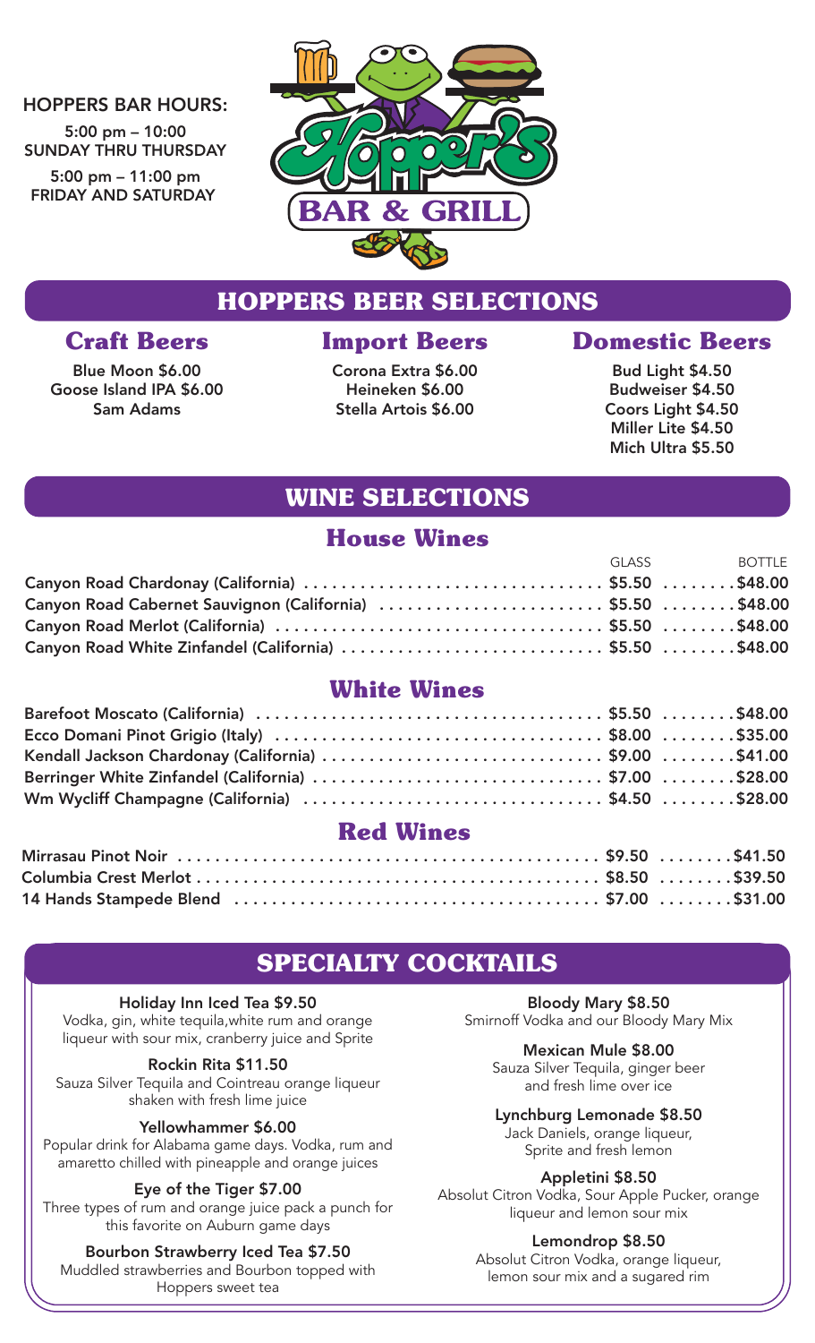HOPPERS BAR HOURS:

5:00 pm – 10:00
SUNDAY THRU THURSDAY

5:00 pm – 11:00 pm
FRIDAY AND SATURDAY

Hopper's BAR & GRILL

# HOPPERS BEER SELECTIONS

## Craft Beers

Blue Moon $6.00
Goose Island IPA $6.00
Sam Adams

## Import Beers

Corona Extra $6.00
Heineken $6.00
Stella Artois $6.00

## Domestic Beers

Bud Light $4.50
Budweiser $4.50
Coors Light $4.50
Miller Lite $4.50
Mich Ultra $5.50

# WINE SELECTIONS

## House Wines

| | GLASS | BOTTLE |
|---|---|---|
| **Canyon Road Chardonay (California)** | $5.50 | $48.00 |
| **Canyon Road Cabernet Sauvignon (California)** | $5.50 | $48.00 |
| **Canyon Road Merlot (California)** | $5.50 | $48.00 |
| **Canyon Road White Zinfandel (California)** | $5.50 | $48.00 |

## White Wines

| | | |
|---|---|---|
| **Barefoot Moscato (California)** | $5.50 | $48.00 |
| **Ecco Domani Pinot Grigio (Italy)** | $8.00 | $35.00 |
| **Kendall Jackson Chardonay (California)** | $9.00 | $41.00 |
| **Berringer White Zinfandel (California)** | $7.00 | $28.00 |
| **Wm Wycliff Champagne (California)** | $4.50 | $28.00 |

## Red Wines

| | | |
|---|---|---|
| **Mirrasau Pinot Noir** | $9.50 | $41.50 |
| **Columbia Crest Merlot** | $8.50 | $39.50 |
| **14 Hands Stampede Blend** | $7.00 | $31.00 |

# SPECIALTY COCKTAILS

**Holiday Inn Iced Tea $9.50**
Vodka, gin, white tequila,white rum and orange liqueur with sour mix, cranberry juice and Sprite

**Rockin Rita $11.50**
Sauza Silver Tequila and Cointreau orange liqueur shaken with fresh lime juice

**Yellowhammer $6.00**
Popular drink for Alabama game days. Vodka, rum and amaretto chilled with pineapple and orange juices

**Eye of the Tiger $7.00**
Three types of rum and orange juice pack a punch for this favorite on Auburn game days

**Bourbon Strawberry Iced Tea $7.50**
Muddled strawberries and Bourbon topped with Hoppers sweet tea

**Bloody Mary $8.50**
Smirnoff Vodka and our Bloody Mary Mix

**Mexican Mule $8.00**
Sauza Silver Tequila, ginger beer and fresh lime over ice

**Lynchburg Lemonade $8.50**
Jack Daniels, orange liqueur, Sprite and fresh lemon

**Appletini $8.50**
Absolut Citron Vodka, Sour Apple Pucker, orange liqueur and lemon sour mix

**Lemondrop $8.50**
Absolut Citron Vodka, orange liqueur, lemon sour mix and a sugared rim